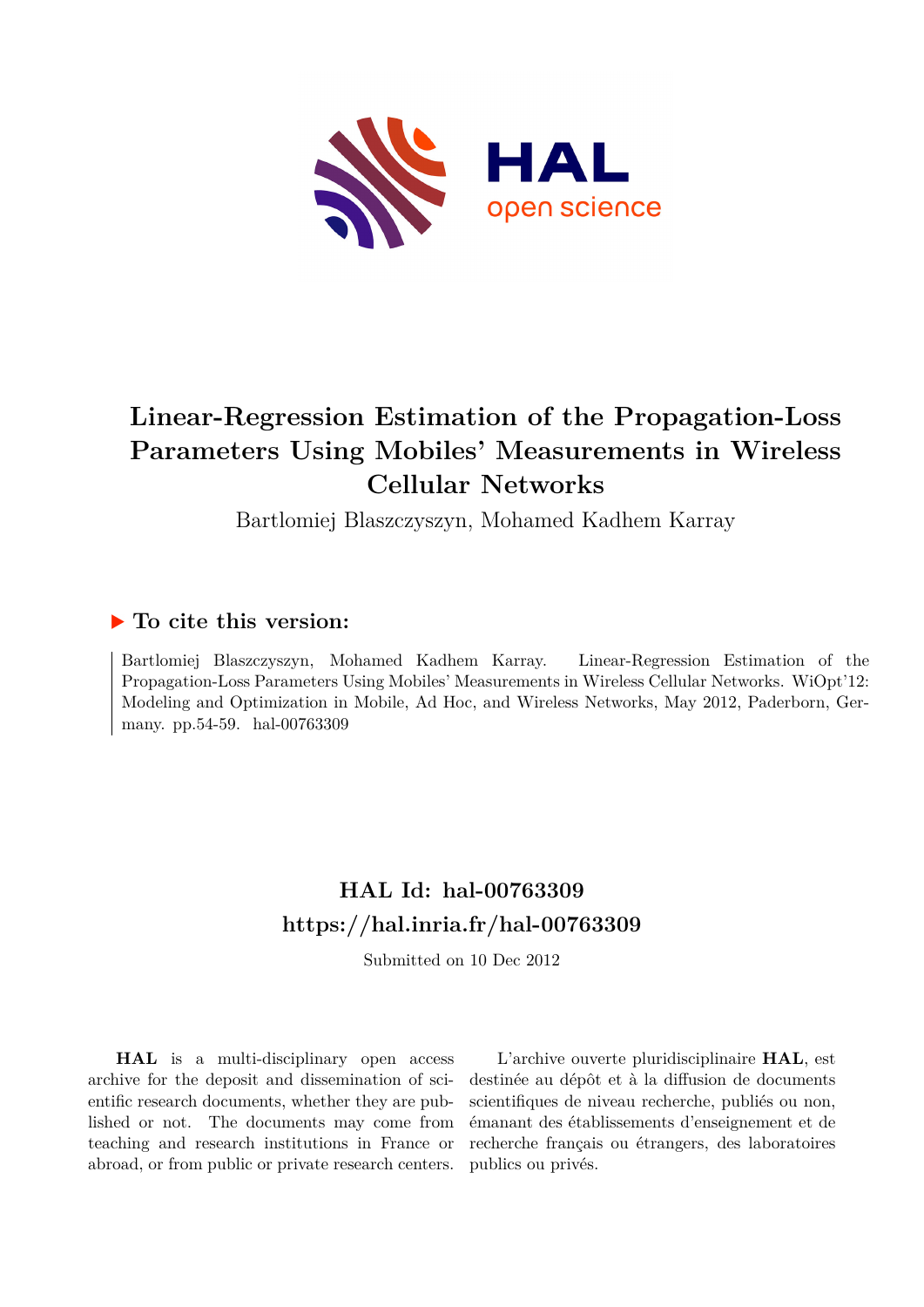# Linear-Regression Estimation of the Propagation-Loss Parameters Using Mobiles' Measurements in Wireless Cellular Networks

Bartlomiej Blaszczyszyn, Mohamed Kadhem Karray

## ▶ To cite this version:

Bartlomiej Blaszczyszyn, Mohamed Kadhem Karray. Linear-Regression Estimation of the Propagation-Loss Parameters Using Mobiles' Measurements in Wireless Cellular Networks. WiOpt'12: Modeling and Optimization in Mobile, Ad Hoc, and Wireless Networks, May 2012, Paderborn, Germany. pp.54-59. hal-00763309

## HAL Id: hal-00763309
## https://hal.inria.fr/hal-00763309

Submitted on 10 Dec 2012

**HAL** is a multi-disciplinary open access archive for the deposit and dissemination of scientific research documents, whether they are published or not. The documents may come from teaching and research institutions in France or abroad, or from public or private research centers.

L'archive ouverte pluridisciplinaire **HAL**, est destinée au dépôt et à la diffusion de documents scientifiques de niveau recherche, publiés ou non, émanant des établissements d'enseignement et de recherche français ou étrangers, des laboratoires publics ou privés.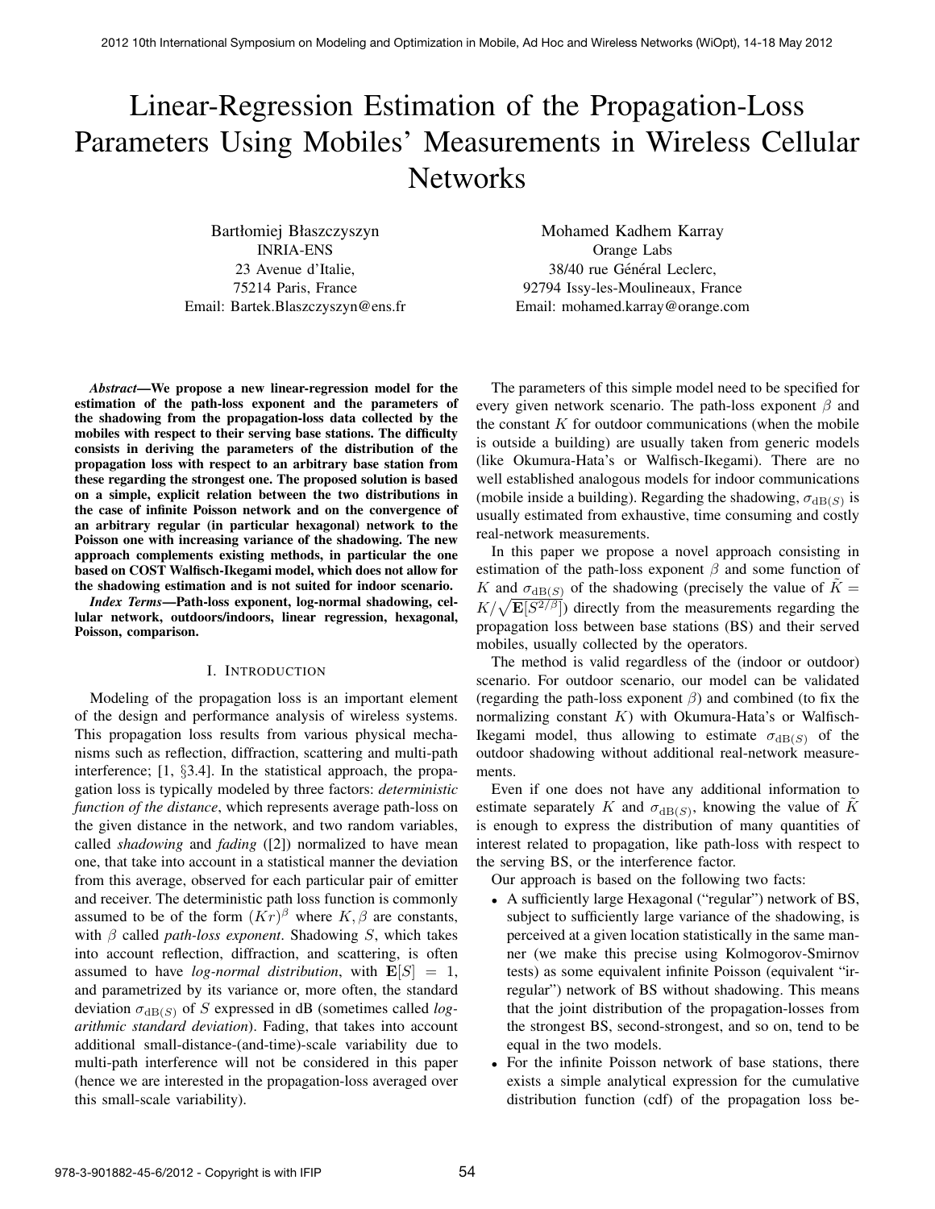# Linear-Regression Estimation of the Propagation-Loss Parameters Using Mobiles' Measurements in Wireless Cellular Networks

Bartłomiej Błaszczyszyn
INRIA-ENS
23 Avenue d'Italie,
75214 Paris, France
Email: Bartek.Blaszczyszyn@ens.fr

Mohamed Kadhem Karray
Orange Labs
38/40 rue Général Leclerc,
92794 Issy-les-Moulineaux, France
Email: mohamed.karray@orange.com

***Abstract*—We propose a new linear-regression model for the estimation of the path-loss exponent and the parameters of the shadowing from the propagation-loss data collected by the mobiles with respect to their serving base stations. The difficulty consists in deriving the parameters of the distribution of the propagation loss with respect to an arbitrary base station from these regarding the strongest one. The proposed solution is based on a simple, explicit relation between the two distributions in the case of infinite Poisson network and on the convergence of an arbitrary regular (in particular hexagonal) network to the Poisson one with increasing variance of the shadowing. The new approach complements existing methods, in particular the one based on COST Walfisch-Ikegami model, which does not allow for the shadowing estimation and is not suited for indoor scenario.**

***Index Terms*—Path-loss exponent, log-normal shadowing, cellular network, outdoors/indoors, linear regression, hexagonal, Poisson, comparison.**

## I. Introduction

Modeling of the propagation loss is an important element of the design and performance analysis of wireless systems. This propagation loss results from various physical mechanisms such as reflection, diffraction, scattering and multi-path interference; [1, §3.4]. In the statistical approach, the propagation loss is typically modeled by three factors: *deterministic function of the distance*, which represents average path-loss on the given distance in the network, and two random variables, called *shadowing* and *fading* ([2]) normalized to have mean one, that take into account in a statistical manner the deviation from this average, observed for each particular pair of emitter and receiver. The deterministic path loss function is commonly assumed to be of the form $(Kr)^\beta$ where $K, \beta$ are constants, with $\beta$ called *path-loss exponent*. Shadowing $S$, which takes into account reflection, diffraction, and scattering, is often assumed to have *log-normal distribution*, with $\mathbf{E}[S] = 1$, and parametrized by its variance or, more often, the standard deviation $\sigma_{\mathrm{dB}(S)}$ of $S$ expressed in dB (sometimes called *logarithmic standard deviation*). Fading, that takes into account additional small-distance-(and-time)-scale variability due to multi-path interference will not be considered in this paper (hence we are interested in the propagation-loss averaged over this small-scale variability).

The parameters of this simple model need to be specified for every given network scenario. The path-loss exponent $\beta$ and the constant $K$ for outdoor communications (when the mobile is outside a building) are usually taken from generic models (like Okumura-Hata's or Walfisch-Ikegami). There are no well established analogous models for indoor communications (mobile inside a building). Regarding the shadowing, $\sigma_{\mathrm{dB}(S)}$ is usually estimated from exhaustive, time consuming and costly real-network measurements.

In this paper we propose a novel approach consisting in estimation of the path-loss exponent $\beta$ and some function of $K$ and $\sigma_{\mathrm{dB}(S)}$ of the shadowing (precisely the value of $\tilde{K} = K/\sqrt{\mathbf{E}[S^{2/\beta}]}$) directly from the measurements regarding the propagation loss between base stations (BS) and their served mobiles, usually collected by the operators.

The method is valid regardless of the (indoor or outdoor) scenario. For outdoor scenario, our model can be validated (regarding the path-loss exponent $\beta$) and combined (to fix the normalizing constant $K$) with Okumura-Hata's or Walfisch-Ikegami model, thus allowing to estimate $\sigma_{\mathrm{dB}(S)}$ of the outdoor shadowing without additional real-network measurements.

Even if one does not have any additional information to estimate separately $K$ and $\sigma_{\mathrm{dB}(S)}$, knowing the value of $\tilde{K}$ is enough to express the distribution of many quantities of interest related to propagation, like path-loss with respect to the serving BS, or the interference factor.

Our approach is based on the following two facts:

- A sufficiently large Hexagonal ("regular") network of BS, subject to sufficiently large variance of the shadowing, is perceived at a given location statistically in the same manner (we make this precise using Kolmogorov-Smirnov tests) as some equivalent infinite Poisson (equivalent "irregular") network of BS without shadowing. This means that the joint distribution of the propagation-losses from the strongest BS, second-strongest, and so on, tend to be equal in the two models.
- For the infinite Poisson network of base stations, there exists a simple analytical expression for the cumulative distribution function (cdf) of the propagation loss be-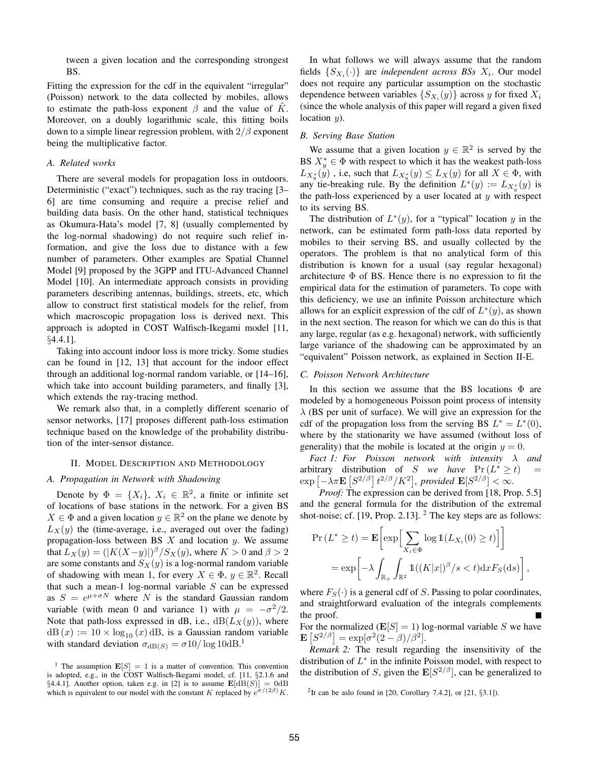tween a given location and the corresponding strongest BS.

Fitting the expression for the cdf in the equivalent "irregular" (Poisson) network to the data collected by mobiles, allows to estimate the path-loss exponent $\beta$ and the value of $\tilde{K}$. Moreover, on a doubly logarithmic scale, this fitting boils down to a simple linear regression problem, with $2/\beta$ exponent being the multiplicative factor.

### A. Related works

There are several models for propagation loss in outdoors. Deterministic ("exact") techniques, such as the ray tracing [3–6] are time consuming and require a precise relief and building data basis. On the other hand, statistical techniques as Okumura-Hata's model [7, 8] (usually complemented by the log-normal shadowing) do not require such relief information, and give the loss due to distance with a few number of parameters. Other examples are Spatial Channel Model [9] proposed by the 3GPP and ITU-Advanced Channel Model [10]. An intermediate approach consists in providing parameters describing antennas, buildings, streets, etc, which allow to construct first statistical models for the relief, from which macroscopic propagation loss is derived next. This approach is adopted in COST Walfisch-Ikegami model [11, §4.4.1].

Taking into account indoor loss is more tricky. Some studies can be found in [12, 13] that account for the indoor effect through an additional log-normal random variable, or [14–16], which take into account building parameters, and finally [3], which extends the ray-tracing method.

We remark also that, in a completly different scenario of sensor networks, [17] proposes different path-loss estimation technique based on the knowledge of the probability distribution of the inter-sensor distance.

## II. Model Description and Methodology

### A. Propagation in Network with Shadowing

Denote by $\Phi = \{X_i\}$, $X_i \in \mathbb{R}^2$, a finite or infinite set of locations of base stations in the network. For a given BS $X \in \Phi$ and a given location $y \in \mathbb{R}^2$ on the plane we denote by $L_X(y)$ the (time-average, i.e., averaged out over the fading) propagation-loss between BS $X$ and location $y$. We assume that $L_X(y) = (|K(X-y)|)^\beta / S_X(y)$, where $K > 0$ and $\beta > 2$ are some constants and $S_X(y)$ is a log-normal random variable of shadowing with mean 1, for every $X \in \Phi$, $y \in \mathbb{R}^2$. Recall that such a mean-1 log-normal variable $S$ can be expressed as $S = e^{\mu + \sigma N}$ where $N$ is the standard Gaussian random variable (with mean 0 and variance 1) with $\mu = -\sigma^2/2$. Note that path-loss expressed in dB, i.e., $\mathrm{dB}(L_X(y))$, where $\mathrm{dB}(x) := 10 \times \log_{10}(x)\,\mathrm{dB}$, is a Gaussian random variable with standard deviation $\sigma_{\mathrm{dB}(S)} = \sigma 10/\log 10\mathrm{dB}$.[1]

[1] The assumption $\mathbf{E}[S] = 1$ is a matter of convention. This convention is adopted, e.g., in the COST Walfisch-Ikegami model, cf. [11, §2.1.6 and §4.4.1]. Another option, taken e.g. in [2] is to assume $\mathbf{E}[\mathrm{dB}(S)] = 0\mathrm{dB}$ which is equivalent to our model with the constant $K$ replaced by $e^{\sigma/(2\beta)}K$.

In what follows we will always assume that the random fields $\{S_{X_i}(\cdot)\}$ are *independent across BSs $X_i$*. Our model does not require any particular assumption on the stochastic dependence between variables $\{S_{X_i}(y)\}$ across $y$ for fixed $X_i$ (since the whole analysis of this paper will regard a given fixed location $y$).

### B. Serving Base Station

We assume that a given location $y \in \mathbb{R}^2$ is served by the BS $X^*_y \in \Phi$ with respect to which it has the weakest path-loss $L_{X^*_y}(y)$ , i.e, such that $L_{X^*_y}(y) \le L_X(y)$ for all $X \in \Phi$, with any tie-breaking rule. By the definition $L^*(y) := L_{X^*_y}(y)$ is the path-loss experienced by a user located at $y$ with respect to its serving BS.

The distribution of $L^*(y)$, for a "typical" location $y$ in the network, can be estimated form path-loss data reported by mobiles to their serving BS, and usually collected by the operators. The problem is that no analytical form of this distribution is known for a usual (say regular hexagonal) architecture $\Phi$ of BS. Hence there is no expression to fit the empirical data for the estimation of parameters. To cope with this deficiency, we use an infinite Poisson architecture which allows for an explicit expression of the cdf of $L^*(y)$, as shown in the next section. The reason for which we can do this is that any large, regular (as e.g. hexagonal) network, with sufficiently large variance of the shadowing can be approximated by an "equivalent" Poisson network, as explained in Section II-E.

### C. Poisson Network Architecture

In this section we assume that the BS locations $\Phi$ are modeled by a homogeneous Poisson point process of intensity $\lambda$ (BS per unit of surface). We will give an expression for the cdf of the propagation loss from the serving BS $L^* = L^*(0)$, where by the stationarity we have assumed (without loss of generality) that the mobile is located at the origin $y = 0$.

*Fact 1: For Poisson network with intensity $\lambda$ and arbitrary distribution of $S$ we have $\Pr(L^* \ge t) = \exp\left[-\lambda\pi\mathbf{E}\left[S^{2/\beta}\right] t^{2/\beta}/K^2\right]$, provided $\mathbf{E}[S^{2/\beta}] < \infty$.*

*Proof:* The expression can be derived from [18, Prop. 5.5] and the general formula for the distribution of the extremal shot-noise; cf. [19, Prop. 2.13]. [2] The key steps are as follows:

$$
\begin{aligned}
\Pr(L^* \ge t) &= \mathbf{E}\left[\exp\Big[\sum_{X_i \in \Phi} \log \mathbb{1}(L_{X_i}(0) \ge t)\Big]\right] \\
&= \exp\left[-\lambda \int_{\mathbb{R}_+} \int_{\mathbb{R}^2} \mathbb{1}((K|x|)^\beta / s < t) \mathrm{d}x F_S(\mathrm{d}s)\right],
\end{aligned}
$$

where $F_S(\cdot)$ is a general cdf of $S$. Passing to polar coordinates, and straightforward evaluation of the integrals complements the proof. ∎

For the normalized ($\mathbf{E}[S] = 1$) log-normal variable $S$ we have $\mathbf{E}\left[S^{2/\beta}\right] = \exp[\sigma^2(2-\beta)/\beta^2]$.

*Remark 2:* The result regarding the insensitivity of the distribution of $L^*$ in the infinite Poisson model, with respect to the distribution of $S$, given the $\mathbf{E}[S^{2/\beta}]$, can be generalized to

[2] It can be aslo found in [20, Corollary 7.4.2], or [21, §3.1]).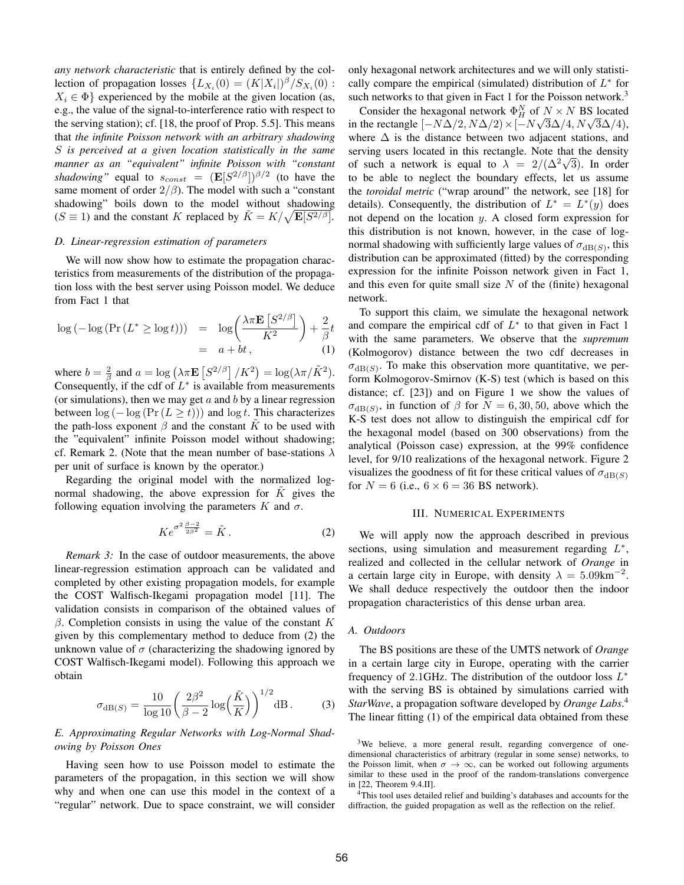*any network characteristic* that is entirely defined by the collection of propagation losses $\{L_{X_i}(0) = (K|X_i|)^\beta / S_{X_i}(0) : X_i \in \Phi\}$ experienced by the mobile at the given location (as, e.g., the value of the signal-to-interference ratio with respect to the serving station); cf. [18, the proof of Prop. 5.5]. This means that *the infinite Poisson network with an arbitrary shadowing $S$ is perceived at a given location statistically in the same manner as an "equivalent" infinite Poisson with "constant shadowing"* equal to $s_{const} = (\mathbf{E}[S^{2/\beta}])^{\beta/2}$ (to have the same moment of order $2/\beta$). The model with such a "constant shadowing" boils down to the model without shadowing ($S \equiv 1$) and the constant $K$ replaced by $\tilde{K} = K/\sqrt{\mathbf{E}[S^{2/\beta}]}$.

### D. Linear-regression estimation of parameters

We will now show how to estimate the propagation characteristics from measurements of the distribution of the propagation loss with the best server using Poisson model. We deduce from Fact 1 that

$$
\begin{aligned}
\log\left(-\log\left(\Pr\left(L^* \geq \log t\right)\right)\right) &= \log\left(\frac{\lambda\pi\mathbf{E}\left[S^{2/\beta}\right]}{K^2}\right) + \frac{2}{\beta}t \\
&= a + bt\,, \qquad (1)
\end{aligned}
$$

where $b = \frac{2}{\beta}$ and $a = \log\left(\lambda\pi\mathbf{E}\left[S^{2/\beta}\right]/K^2\right) = \log(\lambda\pi/\tilde{K}^2)$. Consequently, if the cdf of $L^*$ is available from measurements (or simulations), then we may get $a$ and $b$ by a linear regression between $\log\left(-\log\left(\Pr\left(L \geq t\right)\right)\right)$ and $\log t$. This characterizes the path-loss exponent $\beta$ and the constant $\tilde{K}$ to be used with the "equivalent" infinite Poisson model without shadowing; cf. Remark 2. (Note that the mean number of base-stations $\lambda$ per unit of surface is known by the operator.)

Regarding the original model with the normalized log-normal shadowing, the above expression for $\tilde{K}$ gives the following equation involving the parameters $K$ and $\sigma$.

$$
Ke^{\sigma^2\frac{\beta-2}{2\beta^2}} = \tilde{K}\,. \qquad (2)
$$

*Remark 3:* In the case of outdoor measurements, the above linear-regression estimation approach can be validated and completed by other existing propagation models, for example the COST Walfisch-Ikegami propagation model [11]. The validation consists in comparison of the obtained values of $\beta$. Completion consists in using the value of the constant $K$ given by this complementary method to deduce from (2) the unknown value of $\sigma$ (characterizing the shadowing ignored by COST Walfisch-Ikegami model). Following this approach we obtain

$$
\sigma_{\mathrm{dB}(S)} = \frac{10}{\log 10}\left(\frac{2\beta^2}{\beta-2}\log\left(\frac{\tilde{K}}{K}\right)\right)^{1/2}\mathrm{dB}\,. \qquad (3)
$$

### E. Approximating Regular Networks with Log-Normal Shadowing by Poisson Ones

Having seen how to use Poisson model to estimate the parameters of the propagation, in this section we will show why and when one can use this model in the context of a "regular" network. Due to space constraint, we will consider only hexagonal network architectures and we will only statistically compare the empirical (simulated) distribution of $L^*$ for such networks to that given in Fact 1 for the Poisson network.[3]

Consider the hexagonal network $\Phi_H^N$ of $N \times N$ BS located in the rectangle $[-N\Delta/2, N\Delta/2) \times [-N\sqrt{3}\Delta/4, N\sqrt{3}\Delta/4)$, where $\Delta$ is the distance between two adjacent stations, and serving users located in this rectangle. Note that the density of such a network is equal to $\lambda = 2/(\Delta^2\sqrt{3})$. In order to be able to neglect the boundary effects, let us assume the *toroidal metric* ("wrap around" the network, see [18] for details). Consequently, the distribution of $L^* = L^*(y)$ does not depend on the location $y$. A closed form expression for this distribution is not known, however, in the case of log-normal shadowing with sufficiently large values of $\sigma_{\mathrm{dB}(S)}$, this distribution can be approximated (fitted) by the corresponding expression for the infinite Poisson network given in Fact 1, and this even for quite small size $N$ of the (finite) hexagonal network.

To support this claim, we simulate the hexagonal network and compare the empirical cdf of $L^*$ to that given in Fact 1 with the same parameters. We observe that the *supremum* (Kolmogorov) distance between the two cdf decreases in $\sigma_{\mathrm{dB}(S)}$. To make this observation more quantitative, we perform Kolmogorov-Smirnov (K-S) test (which is based on this distance; cf. [23]) and on Figure 1 we show the values of $\sigma_{\mathrm{dB}(S)}$, in function of $\beta$ for $N = 6, 30, 50$, above which the K-S test does not allow to distinguish the empirical cdf for the hexagonal model (based on 300 observations) from the analytical (Poisson case) expression, at the 99% confidence level, for 9/10 realizations of the hexagonal network. Figure 2 visualizes the goodness of fit for these critical values of $\sigma_{\mathrm{dB}(S)}$ for $N = 6$ (i.e., $6 \times 6 = 36$ BS network).

## III. Numerical Experiments

We will apply now the approach described in previous sections, using simulation and measurement regarding $L^*$, realized and collected in the cellular network of *Orange* in a certain large city in Europe, with density $\lambda = 5.09\mathrm{km}^{-2}$. We shall deduce respectively the outdoor then the indoor propagation characteristics of this dense urban area.

### A. Outdoors

The BS positions are these of the UMTS network of *Orange* in a certain large city in Europe, operating with the carrier frequency of 2.1GHz. The distribution of the outdoor loss $L^*$ with the serving BS is obtained by simulations carried with *StarWave*, a propagation software developed by *Orange Labs*.[4] The linear fitting (1) of the empirical data obtained from these

---

[3] We believe, a more general result, regarding convergence of one-dimensional characteristics of arbitrary (regular in some sense) networks, to the Poisson limit, when $\sigma \to \infty$, can be worked out following arguments similar to these used in the proof of the random-translations convergence in [22, Theorem 9.4.II].

[4] This tool uses detailed relief and building's databases and accounts for the diffraction, the guided propagation as well as the reflection on the relief.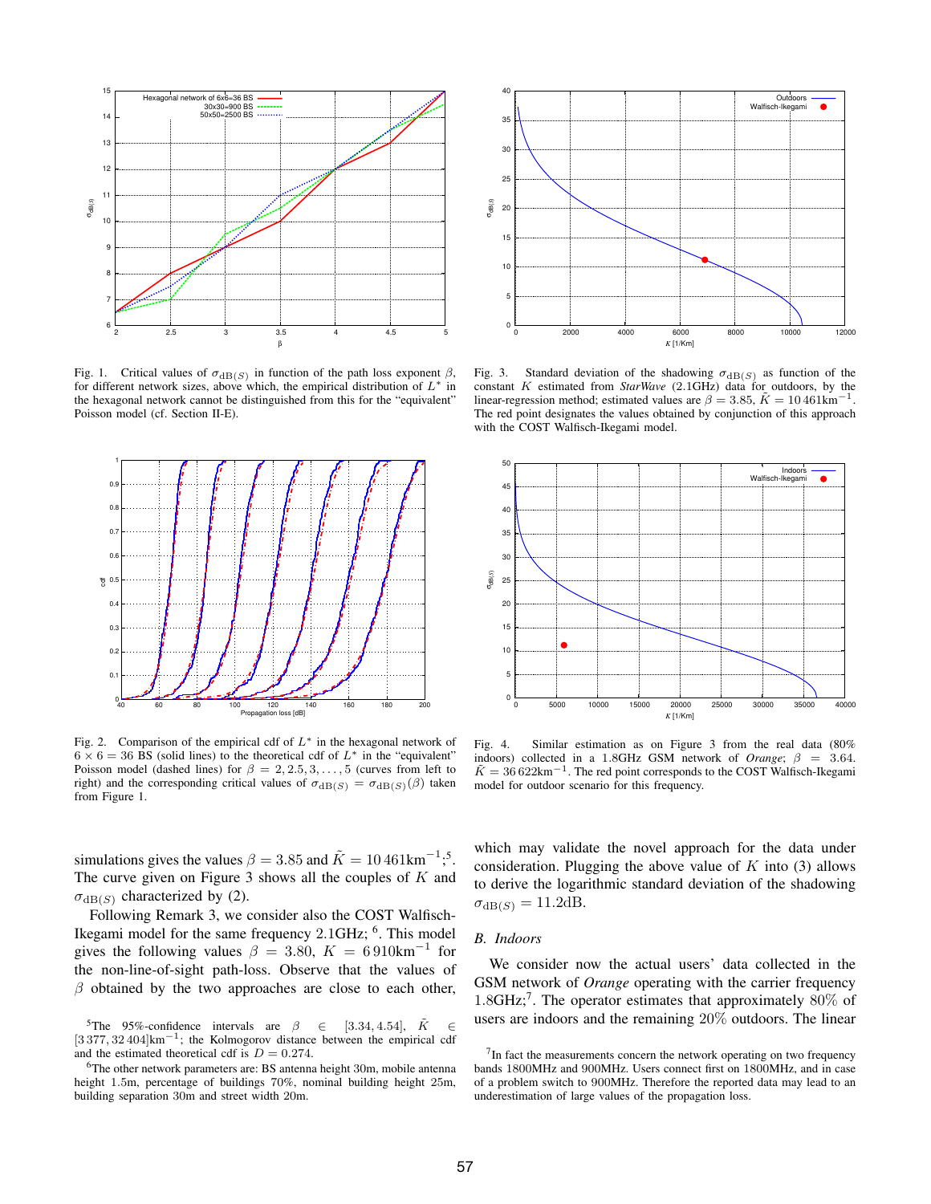Fig. 1. Critical values of $\sigma_{\mathrm{dB}(S)}$ in function of the path loss exponent $\beta$, for different network sizes, above which, the empirical distribution of $L^*$ in the hexagonal network cannot be distinguished from this for the "equivalent" Poisson model (cf. Section II-E).

Fig. 2. Comparison of the empirical cdf of $L^*$ in the hexagonal network of $6 \times 6 = 36$ BS (solid lines) to the theoretical cdf of $L^*$ in the "equivalent" Poisson model (dashed lines) for $\beta = 2, 2.5, 3, \ldots, 5$ (curves from left to right) and the corresponding critical values of $\sigma_{\mathrm{dB}(S)} = \sigma_{\mathrm{dB}(S)}(\beta)$ taken from Figure 1.

Fig. 3. Standard deviation of the shadowing $\sigma_{\mathrm{dB}(S)}$ as function of the constant $K$ estimated from *StarWave* (2.1GHz) data for outdoors, by the linear-regression method; estimated values are $\beta = 3.85$, $\tilde{K} = 10\,461\mathrm{km}^{-1}$. The red point designates the values obtained by conjunction of this approach with the COST Walfisch-Ikegami model.

Fig. 4. Similar estimation as on Figure 3 from the real data (80% indoors) collected in a 1.8GHz GSM network of *Orange*; $\beta = 3.64$, $\tilde{K} = 36\,622\mathrm{km}^{-1}$. The red point corresponds to the COST Walfisch-Ikegami model for outdoor scenario for this frequency.

simulations gives the values $\beta = 3.85$ and $\tilde{K} = 10\,461\mathrm{km}^{-1}$;[5]. The curve given on Figure 3 shows all the couples of $K$ and $\sigma_{\mathrm{dB}(S)}$ characterized by (2).

Following Remark 3, we consider also the COST Walfisch-Ikegami model for the same frequency 2.1GHz; [6]. This model gives the following values $\beta = 3.80$, $K = 6\,910\mathrm{km}^{-1}$ for the non-line-of-sight path-loss. Observe that the values of $\beta$ obtained by the two approaches are close to each other, which may validate the novel approach for the data under consideration. Plugging the above value of $K$ into (3) allows to derive the logarithmic standard deviation of the shadowing $\sigma_{\mathrm{dB}(S)} = 11.2$dB.

### B. Indoors

We consider now the actual users' data collected in the GSM network of *Orange* operating with the carrier frequency 1.8GHz;[7]. The operator estimates that approximately 80% of users are indoors and the remaining 20% outdoors. The linear

[5] The 95%-confidence intervals are $\beta \in [3.34, 4.54]$, $\tilde{K} \in [3\,377, 32\,404]\mathrm{km}^{-1}$; the Kolmogorov distance between the empirical cdf and the estimated theoretical cdf is $D = 0.274$.

[6] The other network parameters are: BS antenna height 30m, mobile antenna height 1.5m, percentage of buildings 70%, nominal building height 25m, building separation 30m and street width 20m.

[7] In fact the measurements concern the network operating on two frequency bands 1800MHz and 900MHz. Users connect first on 1800MHz, and in case of a problem switch to 900MHz. Therefore the reported data may lead to an underestimation of large values of the propagation loss.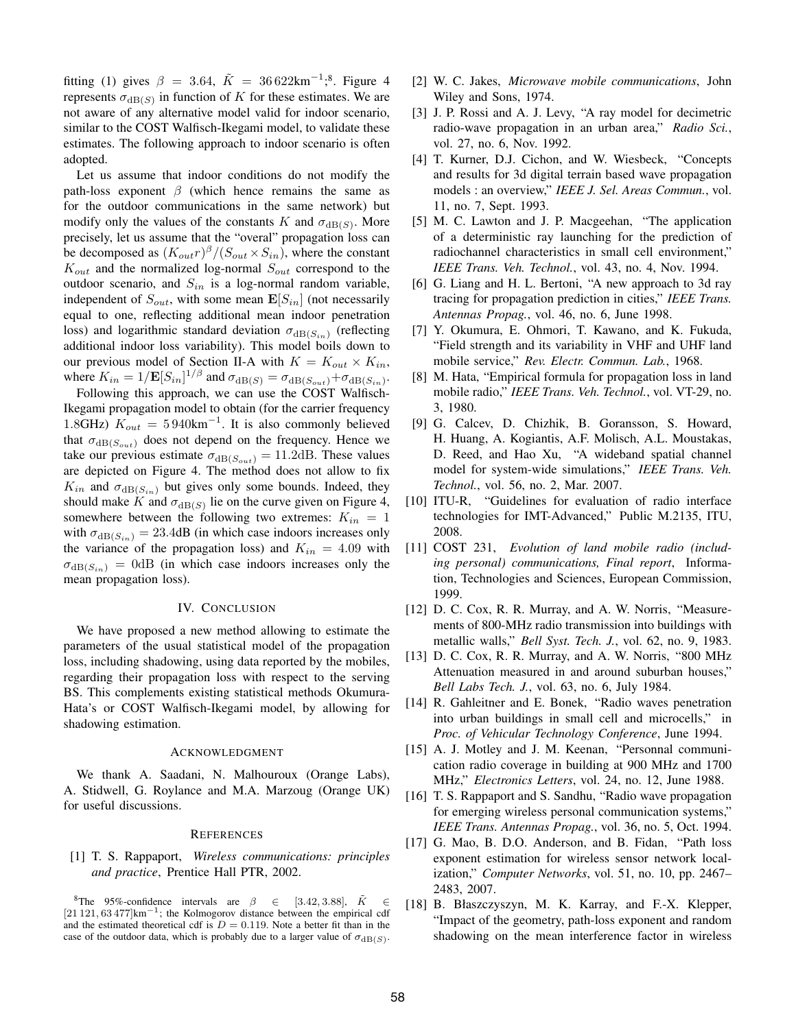fitting (1) gives $\beta = 3.64$, $\tilde{K} = 36\,622\text{km}^{-1}$;[8]. Figure 4 represents $\sigma_{\text{dB}(S)}$ in function of $K$ for these estimates. We are not aware of any alternative model valid for indoor scenario, similar to the COST Walfisch-Ikegami model, to validate these estimates. The following approach to indoor scenario is often adopted.

Let us assume that indoor conditions do not modify the path-loss exponent $\beta$ (which hence remains the same as for the outdoor communications in the same network) but modify only the values of the constants $K$ and $\sigma_{\text{dB}(S)}$. More precisely, let us assume that the "overal" propagation loss can be decomposed as $(K_{out}r)^{\beta}/(S_{out} \times S_{in})$, where the constant $K_{out}$ and the normalized log-normal $S_{out}$ correspond to the outdoor scenario, and $S_{in}$ is a log-normal random variable, independent of $S_{out}$, with some mean $\mathbf{E}[S_{in}]$ (not necessarily equal to one, reflecting additional mean indoor penetration loss) and logarithmic standard deviation $\sigma_{\text{dB}(S_{in})}$ (reflecting additional indoor loss variability). This model boils down to our previous model of Section II-A with $K = K_{out} \times K_{in}$, where $K_{in} = 1/\mathbf{E}[S_{in}]^{1/\beta}$ and $\sigma_{\text{dB}(S)} = \sigma_{\text{dB}(S_{out})} + \sigma_{\text{dB}(S_{in})}$.

Following this approach, we can use the COST Walfisch-Ikegami propagation model to obtain (for the carrier frequency 1.8GHz) $K_{out} = 5\,940\text{km}^{-1}$. It is also commonly believed that $\sigma_{\text{dB}(S_{out})}$ does not depend on the frequency. Hence we take our previous estimate $\sigma_{\text{dB}(S_{out})} = 11.2\text{dB}$. These values are depicted on Figure 4. The method does not allow to fix $K_{in}$ and $\sigma_{\text{dB}(S_{in})}$ but gives only some bounds. Indeed, they should make $K$ and $\sigma_{\text{dB}(S)}$ lie on the curve given on Figure 4, somewhere between the following two extremes: $K_{in} = 1$ with $\sigma_{\text{dB}(S_{in})} = 23.4\text{dB}$ (in which case indoors increases only the variance of the propagation loss) and $K_{in} = 4.09$ with $\sigma_{\text{dB}(S_{in})} = 0\text{dB}$ (in which case indoors increases only the mean propagation loss).

## IV. Conclusion

We have proposed a new method allowing to estimate the parameters of the usual statistical model of the propagation loss, including shadowing, using data reported by the mobiles, regarding their propagation loss with respect to the serving BS. This complements existing statistical methods Okumura-Hata's or COST Walfisch-Ikegami model, by allowing for shadowing estimation.

## Acknowledgment

We thank A. Saadani, N. Malhouroux (Orange Labs), A. Stidwell, G. Roylance and M.A. Marzoug (Orange UK) for useful discussions.

## References

[1] T. S. Rappaport, *Wireless communications: principles and practice*, Prentice Hall PTR, 2002.

[2] W. C. Jakes, *Microwave mobile communications*, John Wiley and Sons, 1974.

[3] J. P. Rossi and A. J. Levy, "A ray model for decimetric radio-wave propagation in an urban area," *Radio Sci.*, vol. 27, no. 6, Nov. 1992.

[4] T. Kurner, D.J. Cichon, and W. Wiesbeck, "Concepts and results for 3d digital terrain based wave propagation models : an overview," *IEEE J. Sel. Areas Commun.*, vol. 11, no. 7, Sept. 1993.

[5] M. C. Lawton and J. P. Macgeehan, "The application of a deterministic ray launching for the prediction of radiochannel characteristics in small cell environment," *IEEE Trans. Veh. Technol.*, vol. 43, no. 4, Nov. 1994.

[6] G. Liang and H. L. Bertoni, "A new approach to 3d ray tracing for propagation prediction in cities," *IEEE Trans. Antennas Propag.*, vol. 46, no. 6, June 1998.

[7] Y. Okumura, E. Ohmori, T. Kawano, and K. Fukuda, "Field strength and its variability in VHF and UHF land mobile service," *Rev. Electr. Commun. Lab.*, 1968.

[8] M. Hata, "Empirical formula for propagation loss in land mobile radio," *IEEE Trans. Veh. Technol.*, vol. VT-29, no. 3, 1980.

[9] G. Calcev, D. Chizhik, B. Goransson, S. Howard, H. Huang, A. Kogiantis, A.F. Molisch, A.L. Moustakas, D. Reed, and Hao Xu, "A wideband spatial channel model for system-wide simulations," *IEEE Trans. Veh. Technol.*, vol. 56, no. 2, Mar. 2007.

[10] ITU-R, "Guidelines for evaluation of radio interface technologies for IMT-Advanced," Public M.2135, ITU, 2008.

[11] COST 231, *Evolution of land mobile radio (including personal) communications, Final report*, Information, Technologies and Sciences, European Commission, 1999.

[12] D. C. Cox, R. R. Murray, and A. W. Norris, "Measurements of 800-MHz radio transmission into buildings with metallic walls," *Bell Syst. Tech. J.*, vol. 62, no. 9, 1983.

[13] D. C. Cox, R. R. Murray, and A. W. Norris, "800 MHz Attenuation measured in and around suburban houses," *Bell Labs Tech. J.*, vol. 63, no. 6, July 1984.

[14] R. Gahleitner and E. Bonek, "Radio waves penetration into urban buildings in small cell and microcells," in *Proc. of Vehicular Technology Conference*, June 1994.

[15] A. J. Motley and J. M. Keenan, "Personnal communication radio coverage in building at 900 MHz and 1700 MHz," *Electronics Letters*, vol. 24, no. 12, June 1988.

[16] T. S. Rappaport and S. Sandhu, "Radio wave propagation for emerging wireless personal communication systems," *IEEE Trans. Antennas Propag.*, vol. 36, no. 5, Oct. 1994.

[17] G. Mao, B. D.O. Anderson, and B. Fidan, "Path loss exponent estimation for wireless sensor network localization," *Computer Networks*, vol. 51, no. 10, pp. 2467–2483, 2007.

[18] B. Błaszczyszyn, M. K. Karray, and F.-X. Klepper, "Impact of the geometry, path-loss exponent and random shadowing on the mean interference factor in wireless

[8] The 95%-confidence intervals are $\beta \in [3.42, 3.88]$, $\tilde{K} \in [21\,121, 63\,477]\text{km}^{-1}$; the Kolmogorov distance between the empirical cdf and the estimated theoretical cdf is $D = 0.119$. Note a better fit than in the case of the outdoor data, which is probably due to a larger value of $\sigma_{\text{dB}(S)}$.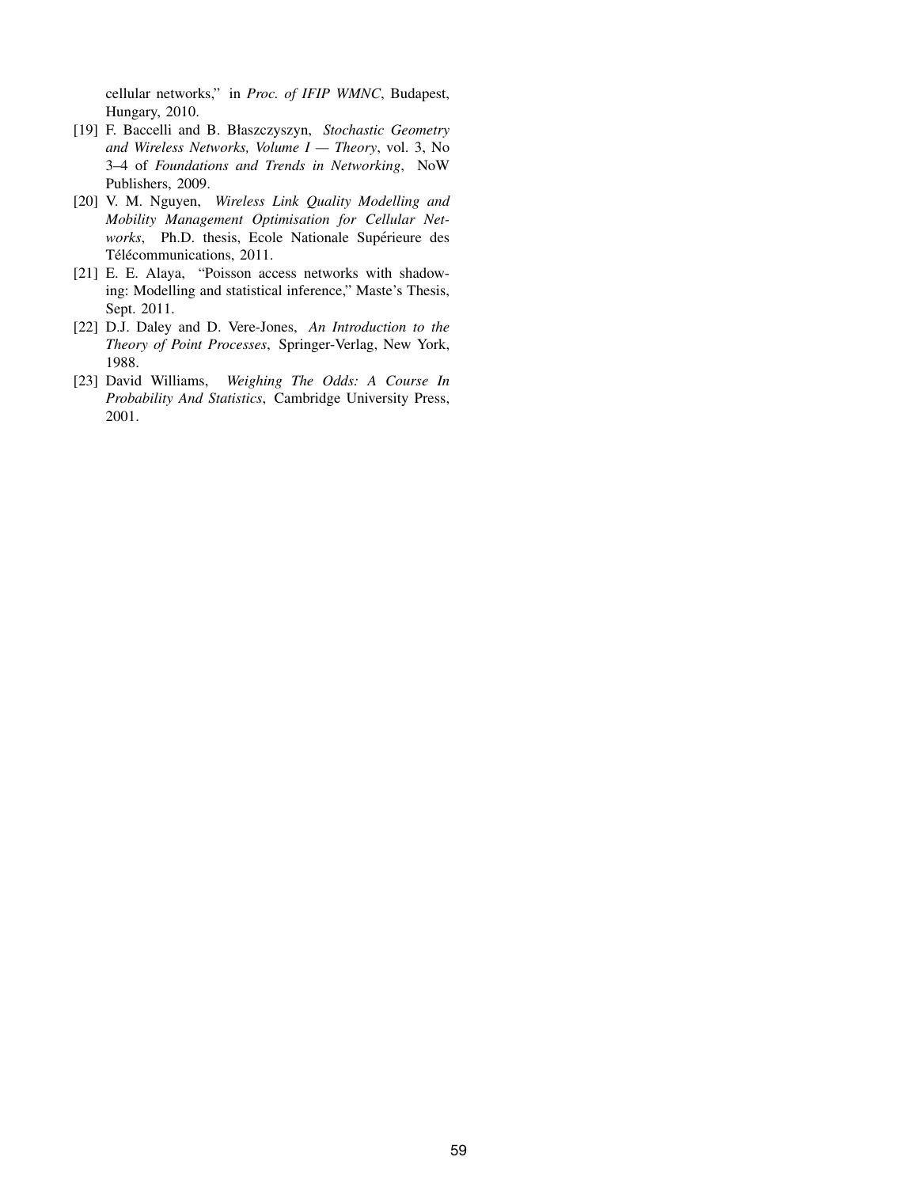cellular networks," in *Proc. of IFIP WMNC*, Budapest, Hungary, 2010.

[19] F. Baccelli and B. Błaszczyszyn, *Stochastic Geometry and Wireless Networks, Volume I — Theory*, vol. 3, No 3–4 of *Foundations and Trends in Networking*, NoW Publishers, 2009.

[20] V. M. Nguyen, *Wireless Link Quality Modelling and Mobility Management Optimisation for Cellular Networks*, Ph.D. thesis, Ecole Nationale Supérieure des Télécommunications, 2011.

[21] E. E. Alaya, "Poisson access networks with shadowing: Modelling and statistical inference," Maste's Thesis, Sept. 2011.

[22] D.J. Daley and D. Vere-Jones, *An Introduction to the Theory of Point Processes*, Springer-Verlag, New York, 1988.

[23] David Williams, *Weighing The Odds: A Course In Probability And Statistics*, Cambridge University Press, 2001.